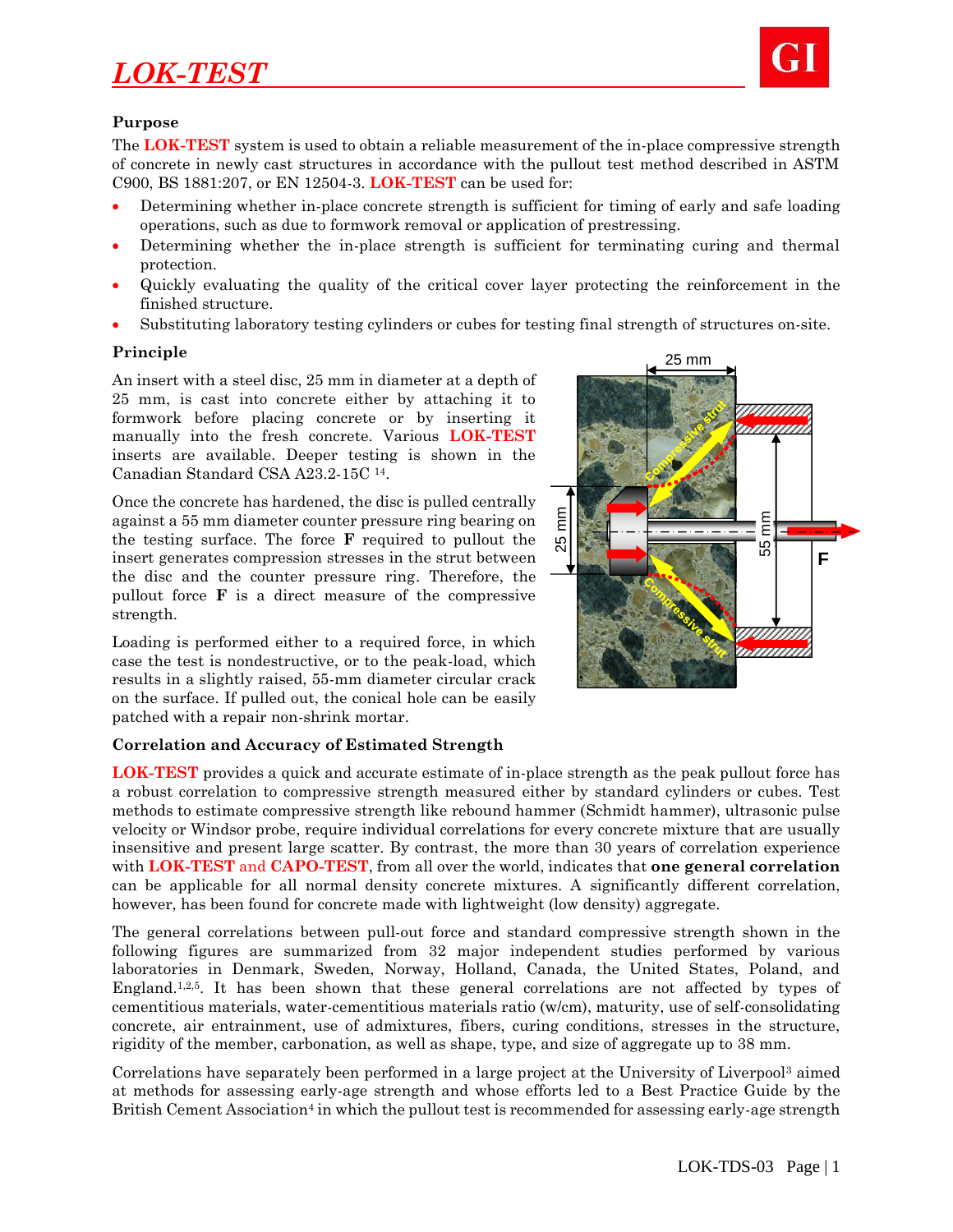# LOK-TEST

## Purpose

The **LOK-TEST** system is used to obtain a reliable measurement of the in-place compressive strength of concrete in newly cast structures in accordance with the pullout test method described in ASTM C900, BS 1881:207, or EN 12504-3. **LOK-TEST** can be used for:

- Determining whether in-place concrete strength is sufficient for timing of early and safe loading operations, such as due to formwork removal or application of prestressing.
- Determining whether the in-place strength is sufficient for terminating curing and thermal protection.
- Quickly evaluating the quality of the critical cover layer protecting the reinforcement in the finished structure.
- Substituting laboratory testing cylinders or cubes for testing final strength of structures on-site.

## Principle

An insert with a steel disc, 25 mm in diameter at a depth of 25 mm, is cast into concrete either by attaching it to formwork before placing concrete or by inserting it manually into the fresh concrete. Various **LOK-TEST** inserts are available. Deeper testing is shown in the Canadian Standard CSA A23.2-15C [14].

Once the concrete has hardened, the disc is pulled centrally against a 55 mm diameter counter pressure ring bearing on the testing surface. The force **F** required to pullout the insert generates compression stresses in the strut between the disc and the counter pressure ring. Therefore, the pullout force **F** is a direct measure of the compressive strength.

Loading is performed either to a required force, in which case the test is nondestructive, or to the peak-load, which results in a slightly raised, 55-mm diameter circular crack on the surface. If pulled out, the conical hole can be easily patched with a repair non-shrink mortar.

## Correlation and Accuracy of Estimated Strength

**LOK-TEST** provides a quick and accurate estimate of in-place strength as the peak pullout force has a robust correlation to compressive strength measured either by standard cylinders or cubes. Test methods to estimate compressive strength like rebound hammer (Schmidt hammer), ultrasonic pulse velocity or Windsor probe, require individual correlations for every concrete mixture that are usually insensitive and present large scatter. By contrast, the more than 30 years of correlation experience with **LOK-TEST and CAPO-TEST**, from all over the world, indicates that **one general correlation** can be applicable for all normal density concrete mixtures. A significantly different correlation, however, has been found for concrete made with lightweight (low density) aggregate.

The general correlations between pull-out force and standard compressive strength shown in the following figures are summarized from 32 major independent studies performed by various laboratories in Denmark, Sweden, Norway, Holland, Canada, the United States, Poland, and England.[1,2,5]. It has been shown that these general correlations are not affected by types of cementitious materials, water-cementitious materials ratio (w/cm), maturity, use of self-consolidating concrete, air entrainment, use of admixtures, fibers, curing conditions, stresses in the structure, rigidity of the member, carbonation, as well as shape, type, and size of aggregate up to 38 mm.

Correlations have separately been performed in a large project at the University of Liverpool[3] aimed at methods for assessing early-age strength and whose efforts led to a Best Practice Guide by the British Cement Association[4] in which the pullout test is recommended for assessing early-age strength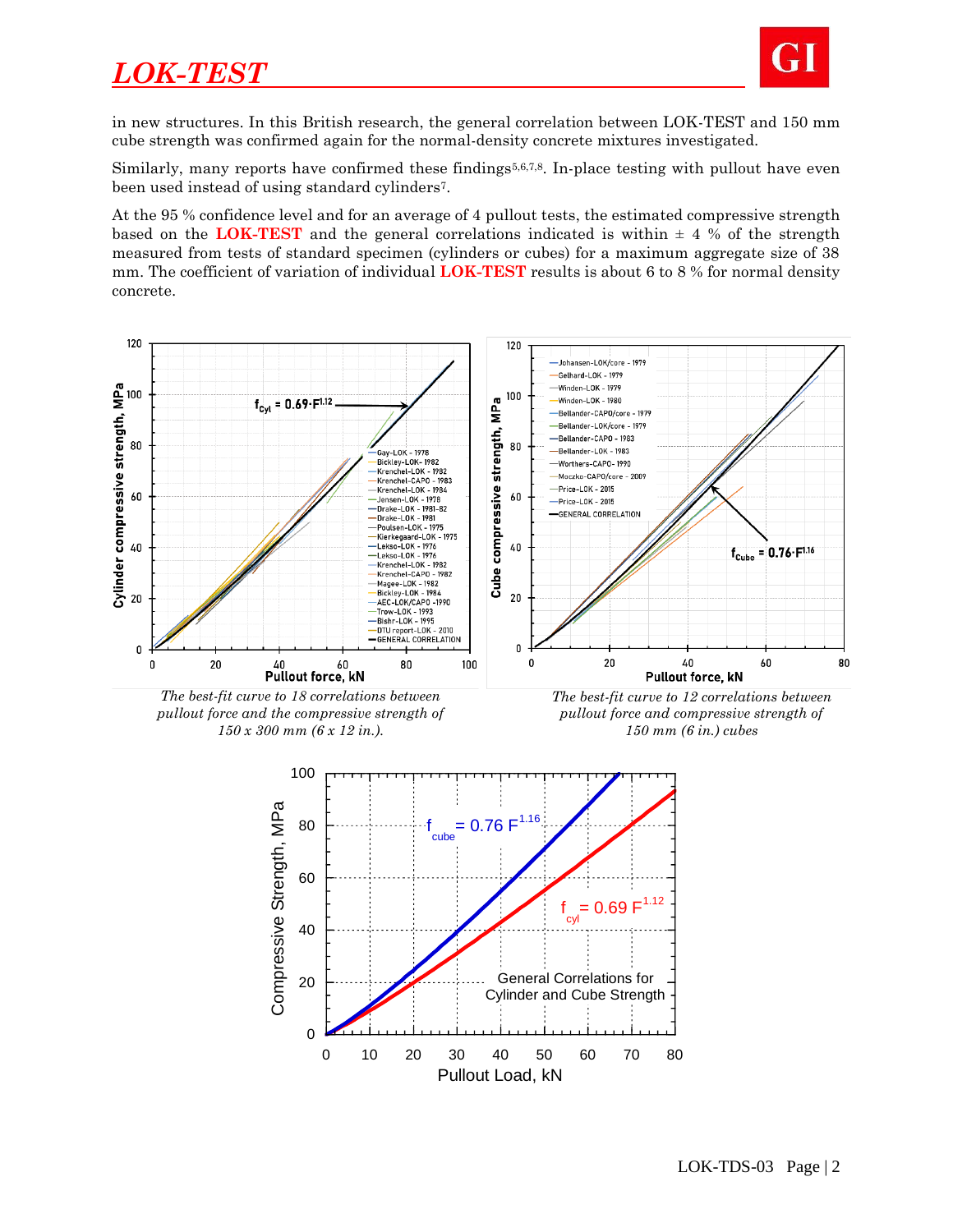in new structures. In this British research, the general correlation between LOK-TEST and 150 mm cube strength was confirmed again for the normal-density concrete mixtures investigated.

Similarly, many reports have confirmed these findings[5,6,7,8]. In-place testing with pullout have even been used instead of using standard cylinders[7].

At the 95 % confidence level and for an average of 4 pullout tests, the estimated compressive strength based on the **LOK-TEST** and the general correlations indicated is within ± 4 % of the strength measured from tests of standard specimen (cylinders or cubes) for a maximum aggregate size of 38 mm. The coefficient of variation of individual **LOK-TEST** results is about 6 to 8 % for normal density concrete.

*The best-fit curve to 18 correlations between pullout force and the compressive strength of 150 x 300 mm (6 x 12 in.).*

*The best-fit curve to 12 correlations between pullout force and compressive strength of 150 mm (6 in.) cubes*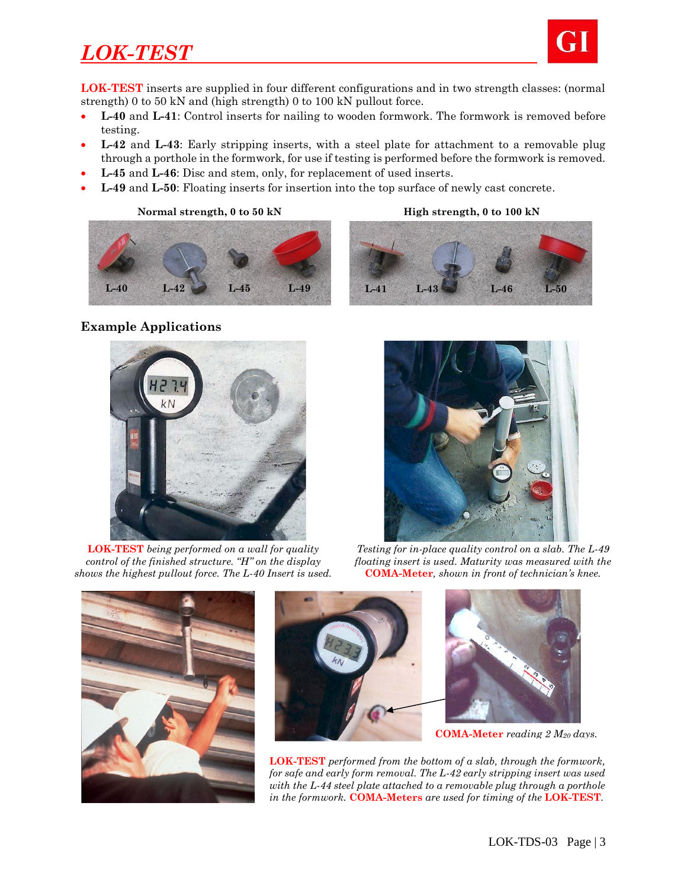# *LOK-TEST*

**LOK-TEST** inserts are supplied in four different configurations and in two strength classes: (normal strength) 0 to 50 kN and (high strength) 0 to 100 kN pullout force.

- **L-40** and **L-41**: Control inserts for nailing to wooden formwork. The formwork is removed before testing.
- **L-42** and **L-43**: Early stripping inserts, with a steel plate for attachment to a removable plug through a porthole in the formwork, for use if testing is performed before the formwork is removed.
- **L-45** and **L-46**: Disc and stem, only, for replacement of used inserts.
- **L-49** and **L-50**: Floating inserts for insertion into the top surface of newly cast concrete.

**Normal strength, 0 to 50 kN**

L-40 L-42 L-45 L-49

**High strength, 0 to 100 kN**

L-41 L-43 L-46 L-50

## Example Applications

**LOK-TEST** *being performed on a wall for quality control of the finished structure. "H" on the display shows the highest pullout force. The L-40 Insert is used.*

*Testing for in-place quality control on a slab. The L-49 floating insert is used. Maturity was measured with the* **COMA-Meter***, shown in front of technician's knee.*

**COMA-Meter** *reading 2* $M_{20}$ *days.*

**LOK-TEST** *performed from the bottom of a slab, through the formwork, for safe and early form removal. The L-42 early stripping insert was used with the L-44 steel plate attached to a removable plug through a porthole in the formwork.* **COMA-Meters** *are used for timing of the* **LOK-TEST**.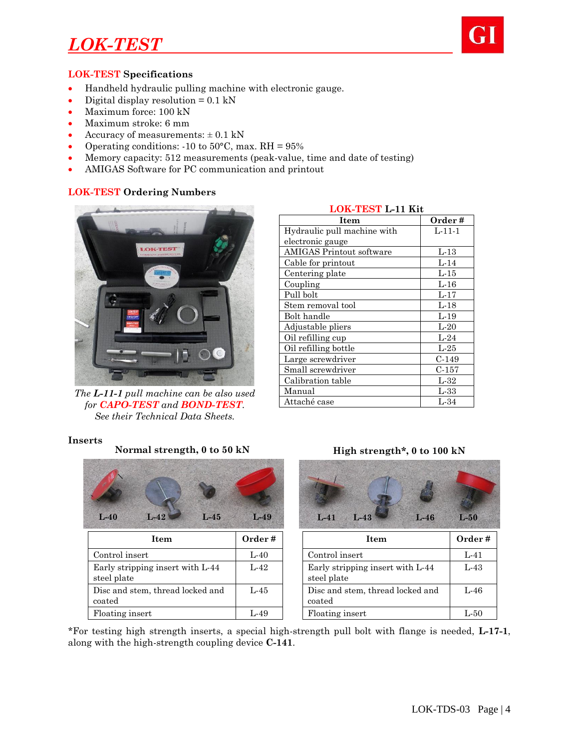# LOK-TEST

## LOK-TEST Specifications

- Handheld hydraulic pulling machine with electronic gauge.
- Digital display resolution = 0.1 kN
- Maximum force: 100 kN
- Maximum stroke: 6 mm
- Accuracy of measurements: ± 0.1 kN
- Operating conditions: -10 to 50°C, max. RH = 95%
- Memory capacity: 512 measurements (peak-value, time and date of testing)
- AMIGAS Software for PC communication and printout

## LOK-TEST Ordering Numbers

*The **L-11-1** pull machine can be also used for **CAPO-TEST** and **BOND-TEST**. See their Technical Data Sheets.*

**LOK-TEST L-11 Kit**

| Item | Order # |
|---|---|
| Hydraulic pull machine with electronic gauge | L-11-1 |
| AMIGAS Printout software | L-13 |
| Cable for printout | L-14 |
| Centering plate | L-15 |
| Coupling | L-16 |
| Pull bolt | L-17 |
| Stem removal tool | L-18 |
| Bolt handle | L-19 |
| Adjustable pliers | L-20 |
| Oil refilling cup | L-24 |
| Oil refilling bottle | L-25 |
| Large screwdriver | C-149 |
| Small screwdriver | C-157 |
| Calibration table | L-32 |
| Manual | L-33 |
| Attaché case | L-34 |

### Inserts

**Normal strength, 0 to 50 kN**

L-40 L-42 L-45 L-49

| Item | Order # |
|---|---|
| Control insert | L-40 |
| Early stripping insert with L-44 steel plate | L-42 |
| Disc and stem, thread locked and coated | L-45 |
| Floating insert | L-49 |

**High strength\*, 0 to 100 kN**

L-41 L-43 L-46 L-50

| Item | Order # |
|---|---|
| Control insert | L-41 |
| Early stripping insert with L-44 steel plate | L-43 |
| Disc and stem, thread locked and coated | L-46 |
| Floating insert | L-50 |

*For testing high strength inserts, a special high-strength pull bolt with flange is needed, **L-17-1**, along with the high-strength coupling device **C-141**.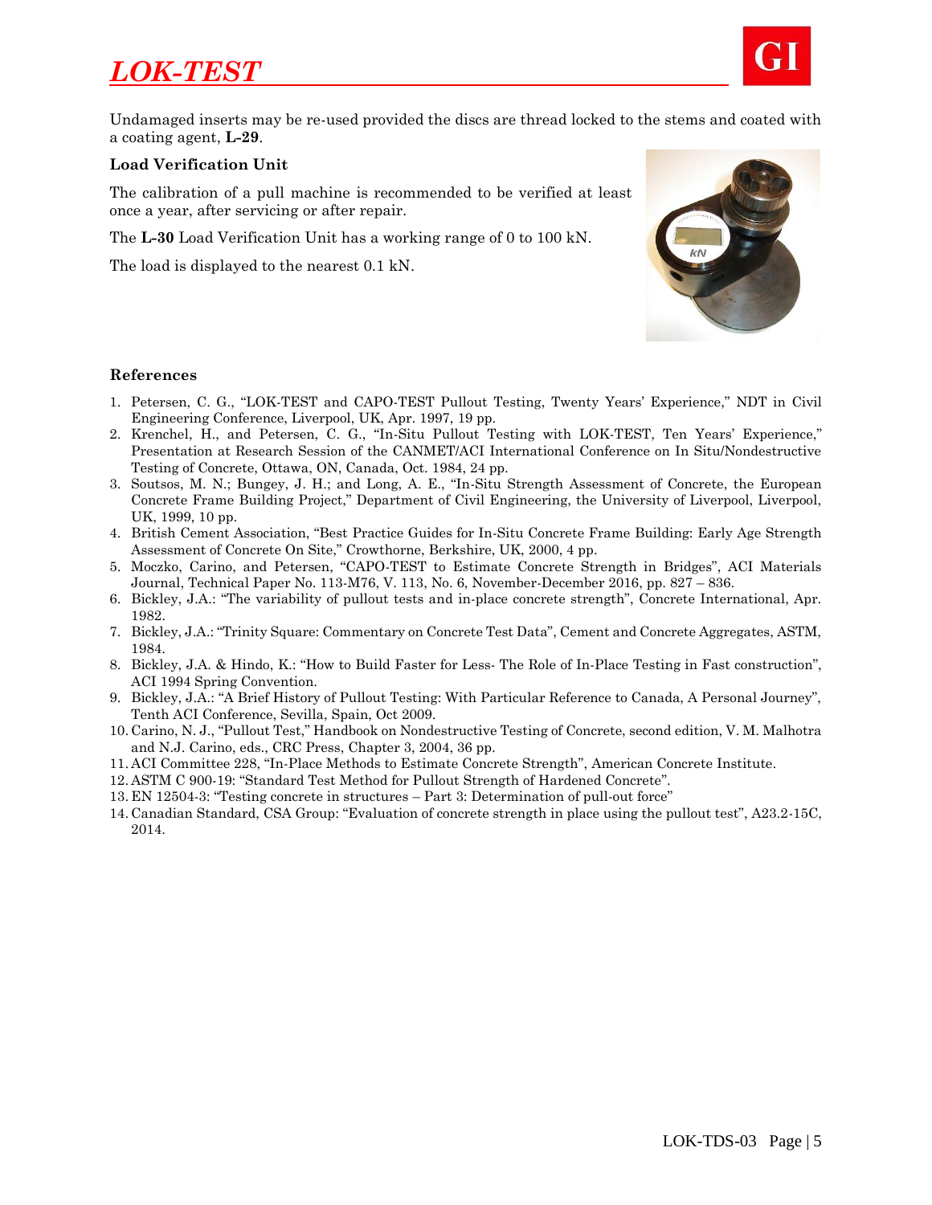Undamaged inserts may be re-used provided the discs are thread locked to the stems and coated with a coating agent, **L-29**.

### Load Verification Unit

The calibration of a pull machine is recommended to be verified at least once a year, after servicing or after repair.

The **L-30** Load Verification Unit has a working range of 0 to 100 kN.

The load is displayed to the nearest 0.1 kN.

### References

1. Petersen, C. G., "LOK-TEST and CAPO-TEST Pullout Testing, Twenty Years' Experience," NDT in Civil Engineering Conference, Liverpool, UK, Apr. 1997, 19 pp.
2. Krenchel, H., and Petersen, C. G., "In-Situ Pullout Testing with LOK-TEST, Ten Years' Experience," Presentation at Research Session of the CANMET/ACI International Conference on In Situ/Nondestructive Testing of Concrete, Ottawa, ON, Canada, Oct. 1984, 24 pp.
3. Soutsos, M. N.; Bungey, J. H.; and Long, A. E., "In-Situ Strength Assessment of Concrete, the European Concrete Frame Building Project," Department of Civil Engineering, the University of Liverpool, Liverpool, UK, 1999, 10 pp.
4. British Cement Association, "Best Practice Guides for In-Situ Concrete Frame Building: Early Age Strength Assessment of Concrete On Site," Crowthorne, Berkshire, UK, 2000, 4 pp.
5. Moczko, Carino, and Petersen, "CAPO-TEST to Estimate Concrete Strength in Bridges", ACI Materials Journal, Technical Paper No. 113-M76, V. 113, No. 6, November-December 2016, pp. 827 – 836.
6. Bickley, J.A.: "The variability of pullout tests and in-place concrete strength", Concrete International, Apr. 1982.
7. Bickley, J.A.: "Trinity Square: Commentary on Concrete Test Data", Cement and Concrete Aggregates, ASTM, 1984.
8. Bickley, J.A. & Hindo, K.: "How to Build Faster for Less- The Role of In-Place Testing in Fast construction", ACI 1994 Spring Convention.
9. Bickley, J.A.: "A Brief History of Pullout Testing: With Particular Reference to Canada, A Personal Journey", Tenth ACI Conference, Sevilla, Spain, Oct 2009.
10. Carino, N. J., "Pullout Test," Handbook on Nondestructive Testing of Concrete, second edition, V. M. Malhotra and N.J. Carino, eds., CRC Press, Chapter 3, 2004, 36 pp.
11. ACI Committee 228, "In-Place Methods to Estimate Concrete Strength", American Concrete Institute.
12. ASTM C 900-19: "Standard Test Method for Pullout Strength of Hardened Concrete".
13. EN 12504-3: "Testing concrete in structures – Part 3: Determination of pull-out force"
14. Canadian Standard, CSA Group: "Evaluation of concrete strength in place using the pullout test", A23.2-15C, 2014.